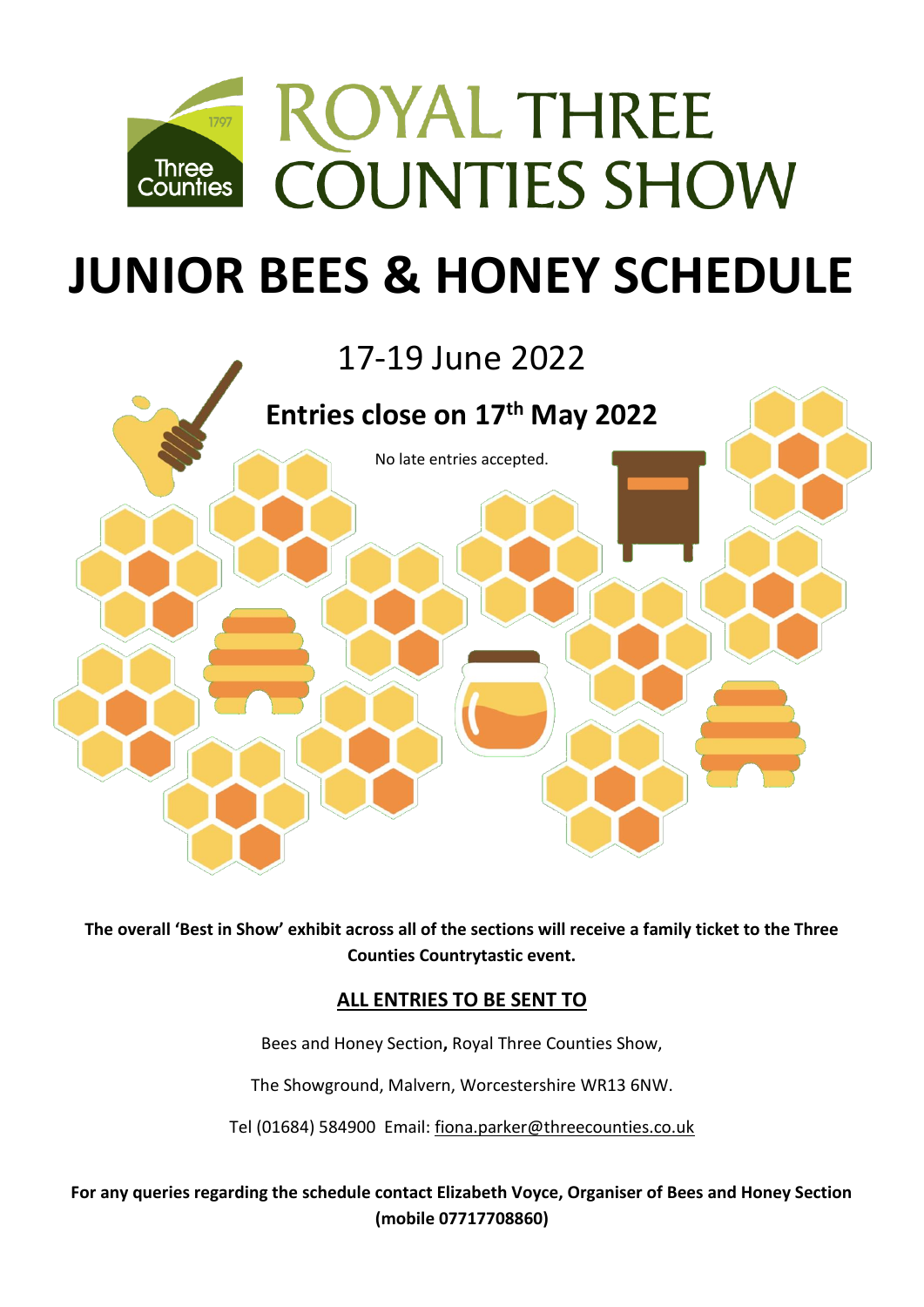# ROYAL THREE COUNTIES SHOW

# JUNIOR BEES & HONEY SCHEDULE

## 17-19 June 2022

### Entries close on 17th May 2022

No late entries accepted.

**The overall 'Best in Show' exhibit across all of the sections will receive a family ticket to the Three Counties Countrytastic event.**

**ALL ENTRIES TO BE SENT TO**

Bees and Honey Section**,** Royal Three Counties Show,

The Showground, Malvern, Worcestershire WR13 6NW.

Tel (01684) 584900 Email: fiona.parker@threecounties.co.uk

**For any queries regarding the schedule contact Elizabeth Voyce, Organiser of Bees and Honey Section (mobile 07717708860)**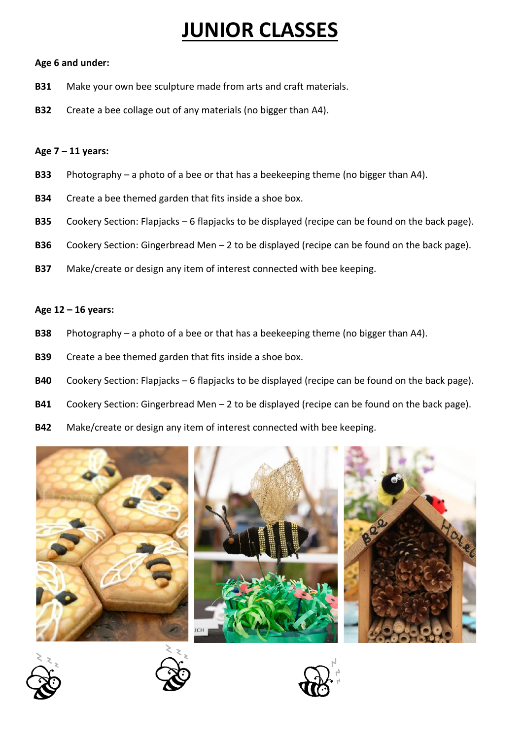# JUNIOR CLASSES

**Age 6 and under:**

**B31** Make your own bee sculpture made from arts and craft materials.

**B32** Create a bee collage out of any materials (no bigger than A4).

**Age 7 – 11 years:**

**B33** Photography – a photo of a bee or that has a beekeeping theme (no bigger than A4).

**B34** Create a bee themed garden that fits inside a shoe box.

**B35** Cookery Section: Flapjacks – 6 flapjacks to be displayed (recipe can be found on the back page).

**B36** Cookery Section: Gingerbread Men – 2 to be displayed (recipe can be found on the back page).

**B37** Make/create or design any item of interest connected with bee keeping.

**Age 12 – 16 years:**

**B38** Photography – a photo of a bee or that has a beekeeping theme (no bigger than A4).

**B39** Create a bee themed garden that fits inside a shoe box.

**B40** Cookery Section: Flapjacks – 6 flapjacks to be displayed (recipe can be found on the back page).

**B41** Cookery Section: Gingerbread Men – 2 to be displayed (recipe can be found on the back page).

**B42** Make/create or design any item of interest connected with bee keeping.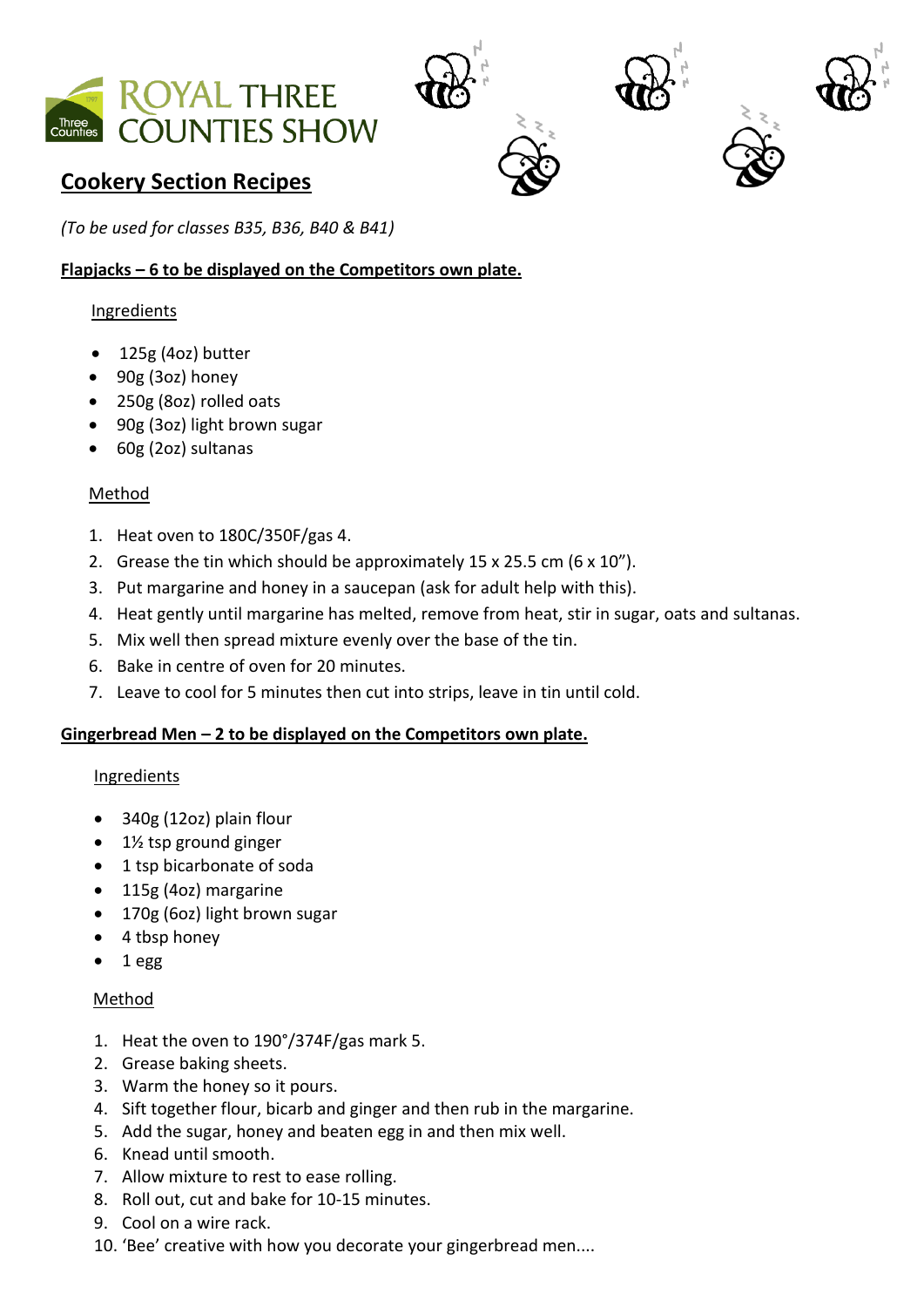# ROYAL THREE COUNTIES SHOW

## Cookery Section Recipes

*(To be used for classes B35, B36, B40 & B41)*

### Flapjacks – 6 to be displayed on the Competitors own plate.

Ingredients

- 125g (4oz) butter
- 90g (3oz) honey
- 250g (8oz) rolled oats
- 90g (3oz) light brown sugar
- 60g (2oz) sultanas

Method

1. Heat oven to 180C/350F/gas 4.
2. Grease the tin which should be approximately 15 x 25.5 cm (6 x 10").
3. Put margarine and honey in a saucepan (ask for adult help with this).
4. Heat gently until margarine has melted, remove from heat, stir in sugar, oats and sultanas.
5. Mix well then spread mixture evenly over the base of the tin.
6. Bake in centre of oven for 20 minutes.
7. Leave to cool for 5 minutes then cut into strips, leave in tin until cold.

### Gingerbread Men – 2 to be displayed on the Competitors own plate.

Ingredients

- 340g (12oz) plain flour
- 1½ tsp ground ginger
- 1 tsp bicarbonate of soda
- 115g (4oz) margarine
- 170g (6oz) light brown sugar
- 4 tbsp honey
- 1 egg

Method

1. Heat the oven to 190°/374F/gas mark 5.
2. Grease baking sheets.
3. Warm the honey so it pours.
4. Sift together flour, bicarb and ginger and then rub in the margarine.
5. Add the sugar, honey and beaten egg in and then mix well.
6. Knead until smooth.
7. Allow mixture to rest to ease rolling.
8. Roll out, cut and bake for 10-15 minutes.
9. Cool on a wire rack.
10. 'Bee' creative with how you decorate your gingerbread men....